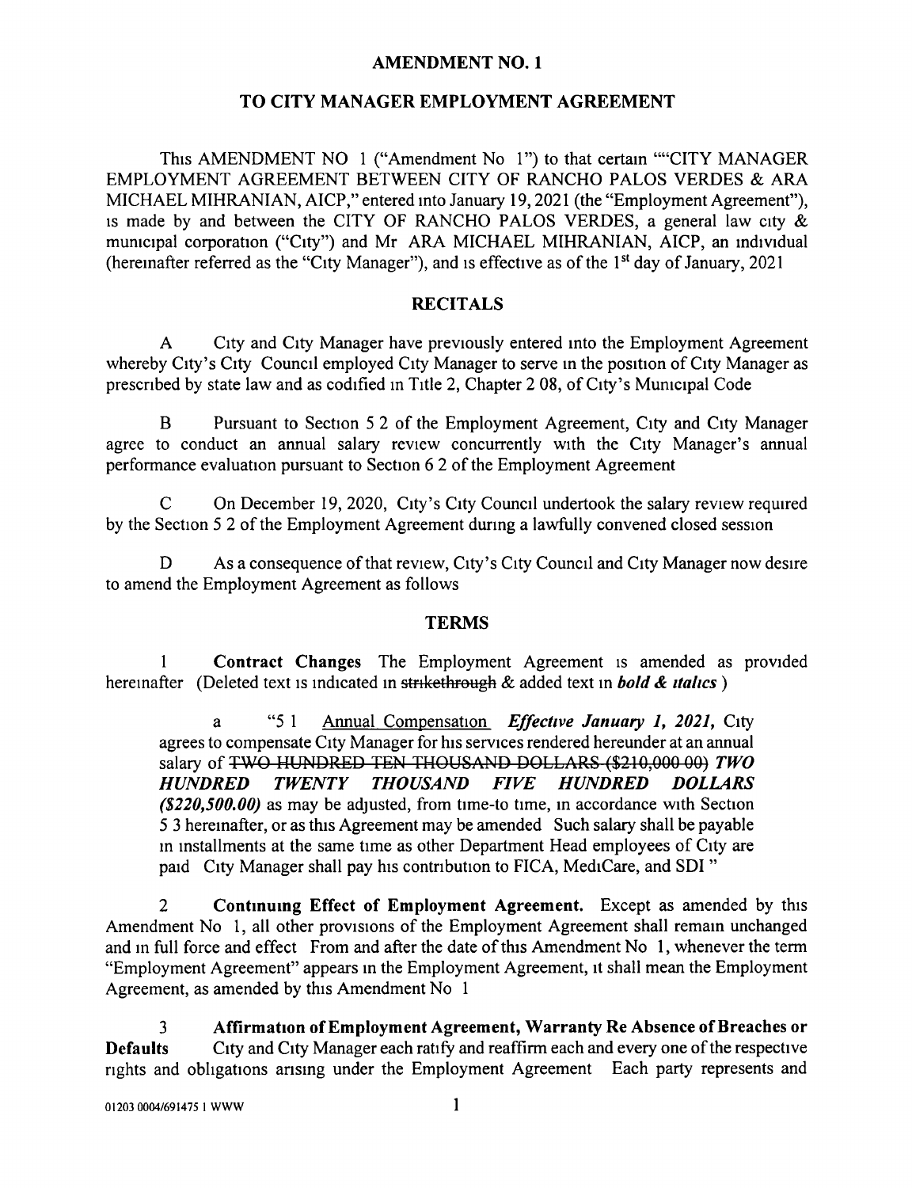# AMENDMENT NO. 1

## TO CITY MANAGER EMPLOYMENT AGREEMENT

This AMENDMENT NO 1 ("Amendment No 1") to that certain ""CITY MANAGER EMPLOYMENT AGREEMENT BETWEEN CITY OF RANCHO PALOS VERDES & ARA MICHAEL MIHRANIAN, AICP," entered into January 19, 2021 (the "Employment Agreement"), is made by and between the CITY OF RANCHO PALOS VERDES, a general law city & municipal corporation ("City") and Mr ARA MICHAEL MIHRANIAN, AICP, an individual (hereinafter referred as the "City Manager"), and is effective as of the 1st day of January, 2021

## RECITALS

A City and City Manager have previously entered into the Employment Agreement whereby City's City Council employed City Manager to serve in the position of City Manager as prescribed by state law and as codified in Title 2, Chapter 2 08, of City's Municipal Code

B Pursuant to Section 5 2 of the Employment Agreement, City and City Manager agree to conduct an annual salary review concurrently with the City Manager's annual performance evaluation pursuant to Section 6 2 of the Employment Agreement

C On December 19, 2020, City's City Council undertook the salary review required by the Section 5 2 of the Employment Agreement during a lawfully convened closed session

D As a consequence of that review, City's City Council and City Manager now desire to amend the Employment Agreement as follows

## TERMS

1 **Contract Changes** The Employment Agreement is amended as provided hereinafter (Deleted text is indicated in ~~strikethrough~~ & added text in ***bold & italics*** )

> a "5 1 <u>Annual Compensation</u> ***Effective January 1, 2021,*** City agrees to compensate City Manager for his services rendered hereunder at an annual salary of ~~TWO HUNDRED TEN THOUSAND DOLLARS ($210,000 00)~~ ***TWO HUNDRED TWENTY THOUSAND FIVE HUNDRED DOLLARS ($220,500.00)*** as may be adjusted, from time-to time, in accordance with Section 5 3 hereinafter, or as this Agreement may be amended Such salary shall be payable in installments at the same time as other Department Head employees of City are paid City Manager shall pay his contribution to FICA, MediCare, and SDI "

2 **Continuing Effect of Employment Agreement.** Except as amended by this Amendment No 1, all other provisions of the Employment Agreement shall remain unchanged and in full force and effect From and after the date of this Amendment No 1, whenever the term "Employment Agreement" appears in the Employment Agreement, it shall mean the Employment Agreement, as amended by this Amendment No 1

3 **Affirmation of Employment Agreement, Warranty Re Absence of Breaches or Defaults** City and City Manager each ratify and reaffirm each and every one of the respective rights and obligations arising under the Employment Agreement Each party represents and

01203 0004/691475 1 WWW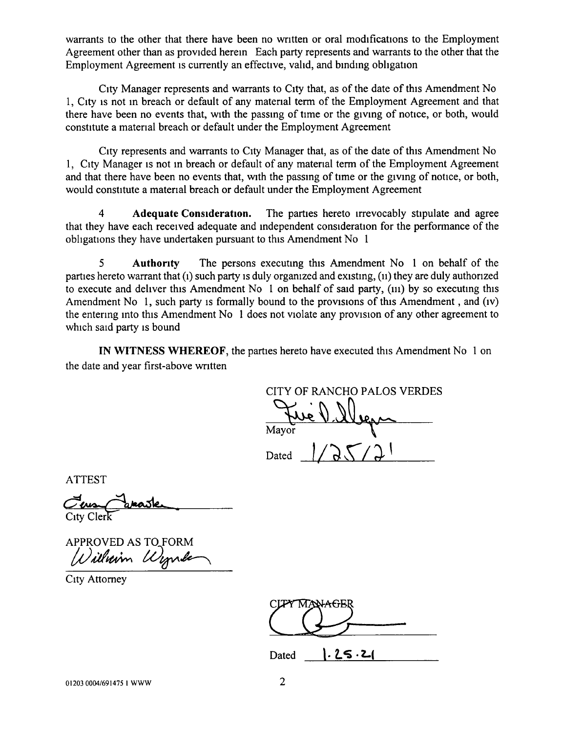warrants to the other that there have been no written or oral modifications to the Employment Agreement other than as provided herein Each party represents and warrants to the other that the Employment Agreement is currently an effective, valid, and binding obligation

City Manager represents and warrants to City that, as of the date of this Amendment No 1, City is not in breach or default of any material term of the Employment Agreement and that there have been no events that, with the passing of time or the giving of notice, or both, would constitute a material breach or default under the Employment Agreement

City represents and warrants to City Manager that, as of the date of this Amendment No 1, City Manager is not in breach or default of any material term of the Employment Agreement and that there have been no events that, with the passing of time or the giving of notice, or both, would constitute a material breach or default under the Employment Agreement

4 **Adequate Consideration.** The parties hereto irrevocably stipulate and agree that they have each received adequate and independent consideration for the performance of the obligations they have undertaken pursuant to this Amendment No 1

5 **Authority** The persons executing this Amendment No 1 on behalf of the parties hereto warrant that (i) such party is duly organized and existing, (ii) they are duly authorized to execute and deliver this Amendment No 1 on behalf of said party, (iii) by so executing this Amendment No 1, such party is formally bound to the provisions of this Amendment , and (iv) the entering into this Amendment No 1 does not violate any provision of any other agreement to which said party is bound

**IN WITNESS WHEREOF**, the parties hereto have executed this Amendment No 1 on the date and year first-above written

CITY OF RANCHO PALOS VERDES

Mayor

Dated 1/25/21

ATTEST

City Clerk

APPROVED AS TO FORM

City Attorney

CITY MANAGER

Dated 1.25.21

01203 0004/691475 1 WWW